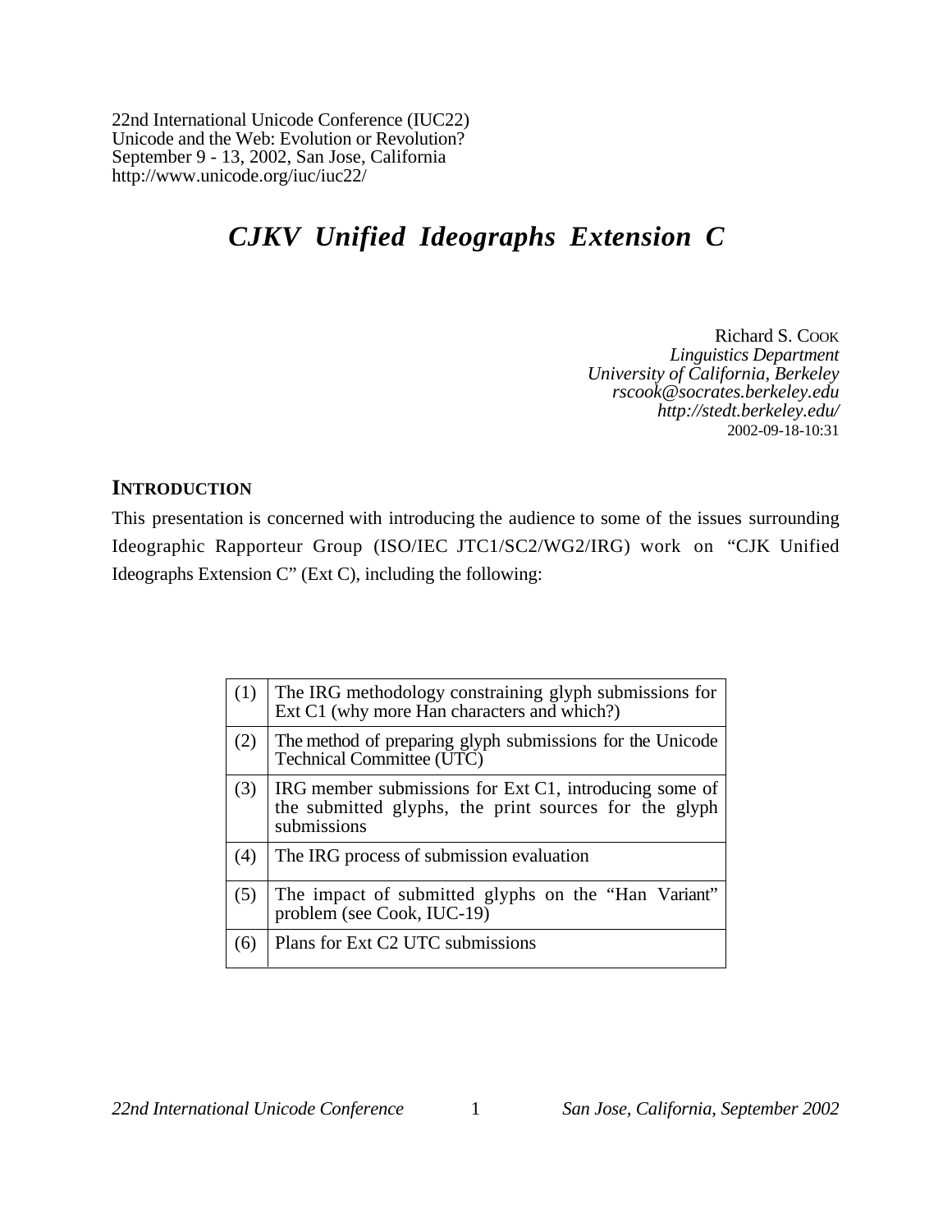22nd International Unicode Conference (IUC22)
Unicode and the Web: Evolution or Revolution?
September 9 - 13, 2002, San Jose, California
http://www.unicode.org/iuc/iuc22/

# *CJKV Unified Ideographs Extension C*

Richard S. COOK
*Linguistics Department*
*University of California, Berkeley*
*rscook@socrates.berkeley.edu*
*http://stedt.berkeley.edu/*
2002-09-18-10:31

## INTRODUCTION

This presentation is concerned with introducing the audience to some of the issues surrounding Ideographic Rapporteur Group (ISO/IEC JTC1/SC2/WG2/IRG) work on "CJK Unified Ideographs Extension C" (Ext C), including the following:

| | |
|---|---|
| (1) | The IRG methodology constraining glyph submissions for Ext C1 (why more Han characters and which?) |
| (2) | The method of preparing glyph submissions for the Unicode Technical Committee (UTC) |
| (3) | IRG member submissions for Ext C1, introducing some of the submitted glyphs, the print sources for the glyph submissions |
| (4) | The IRG process of submission evaluation |
| (5) | The impact of submitted glyphs on the "Han Variant" problem (see Cook, IUC-19) |
| (6) | Plans for Ext C2 UTC submissions |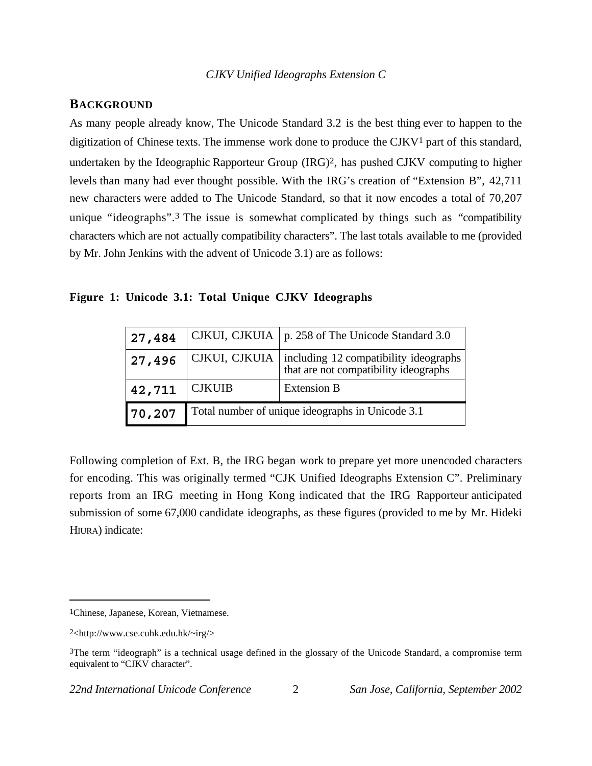## BACKGROUND

As many people already know, The Unicode Standard 3.2 is the best thing ever to happen to the digitization of Chinese texts. The immense work done to produce the CJKV[1] part of this standard, undertaken by the Ideographic Rapporteur Group (IRG)[2], has pushed CJKV computing to higher levels than many had ever thought possible. With the IRG's creation of "Extension B", 42,711 new characters were added to The Unicode Standard, so that it now encodes a total of 70,207 unique "ideographs".[3] The issue is somewhat complicated by things such as "compatibility characters which are not actually compatibility characters". The last totals available to me (provided by Mr. John Jenkins with the advent of Unicode 3.1) are as follows:

**Figure 1: Unicode 3.1: Total Unique CJKV Ideographs**

| | | |
|---|---|---|
| **27,484** | CJKUI, CJKUIA | p. 258 of The Unicode Standard 3.0 |
| **27,496** | CJKUI, CJKUIA | including 12 compatibility ideographs that are not compatibility ideographs |
| **42,711** | CJKUIB | Extension B |
| **70,207** | Total number of unique ideographs in Unicode 3.1 | |

Following completion of Ext. B, the IRG began work to prepare yet more unencoded characters for encoding. This was originally termed "CJK Unified Ideographs Extension C". Preliminary reports from an IRG meeting in Hong Kong indicated that the IRG Rapporteur anticipated submission of some 67,000 candidate ideographs, as these figures (provided to me by Mr. Hideki HIURA) indicate:

---

[1] Chinese, Japanese, Korean, Vietnamese.

[2] <http://www.cse.cuhk.edu.hk/~irg/>

[3] The term "ideograph" is a technical usage defined in the glossary of the Unicode Standard, a compromise term equivalent to "CJKV character".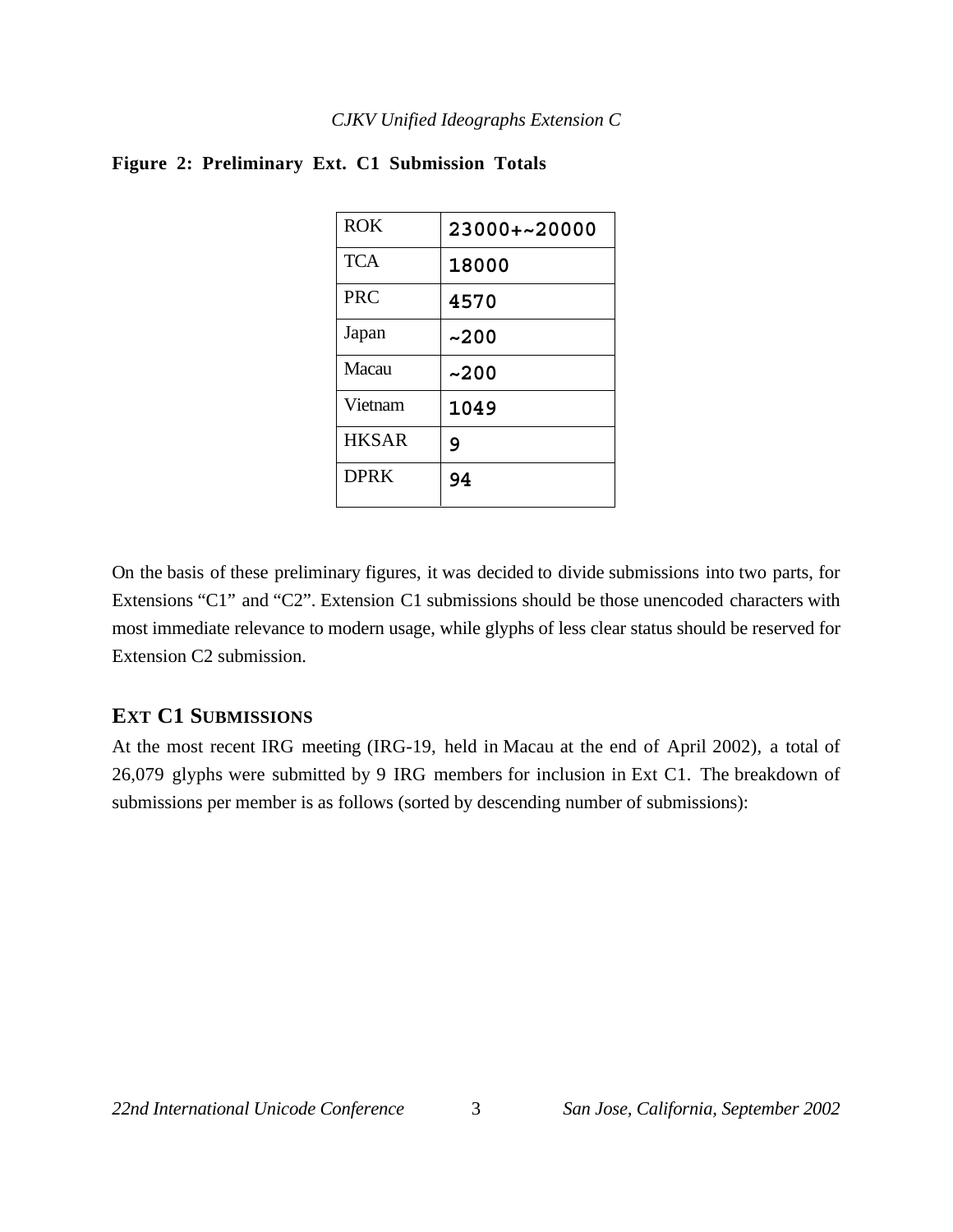**Figure 2: Preliminary Ext. C1 Submission Totals**

| ROK | 23000+~20000 |
|---|---|
| TCA | 18000 |
| PRC | 4570 |
| Japan | ~200 |
| Macau | ~200 |
| Vietnam | 1049 |
| HKSAR | 9 |
| DPRK | 94 |

On the basis of these preliminary figures, it was decided to divide submissions into two parts, for Extensions "C1" and "C2". Extension C1 submissions should be those unencoded characters with most immediate relevance to modern usage, while glyphs of less clear status should be reserved for Extension C2 submission.

## EXT C1 SUBMISSIONS

At the most recent IRG meeting (IRG-19, held in Macau at the end of April 2002), a total of 26,079 glyphs were submitted by 9 IRG members for inclusion in Ext C1. The breakdown of submissions per member is as follows (sorted by descending number of submissions):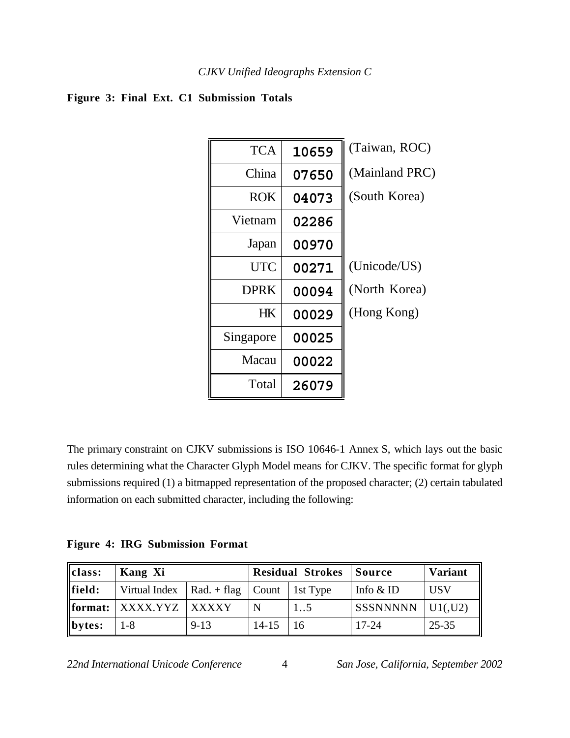**Figure 3: Final Ext. C1 Submission Totals**

| | | |
|---|---|---|
| TCA | 10659 | (Taiwan, ROC) |
| China | 07650 | (Mainland PRC) |
| ROK | 04073 | (South Korea) |
| Vietnam | 02286 | |
| Japan | 00970 | |
| UTC | 00271 | (Unicode/US) |
| DPRK | 00094 | (North Korea) |
| HK | 00029 | (Hong Kong) |
| Singapore | 00025 | |
| Macau | 00022 | |
| Total | 26079 | |

The primary constraint on CJKV submissions is ISO 10646-1 Annex S, which lays out the basic rules determining what the Character Glyph Model means for CJKV. The specific format for glyph submissions required (1) a bitmapped representation of the proposed character; (2) certain tabulated information on each submitted character, including the following:

**Figure 4: IRG Submission Format**

| **class:** | **Kang Xi** | | **Residual Strokes** | | **Source** | **Variant** |
|---|---|---|---|---|---|---|
| **field:** | Virtual Index | Rad. + flag | Count | 1st Type | Info & ID | USV |
| **format:** | XXXX.YYZ | XXXXY | N | 1..5 | SSSNNNNN | U1(,U2) |
| **bytes:** | 1-8 | 9-13 | 14-15 | 16 | 17-24 | 25-35 |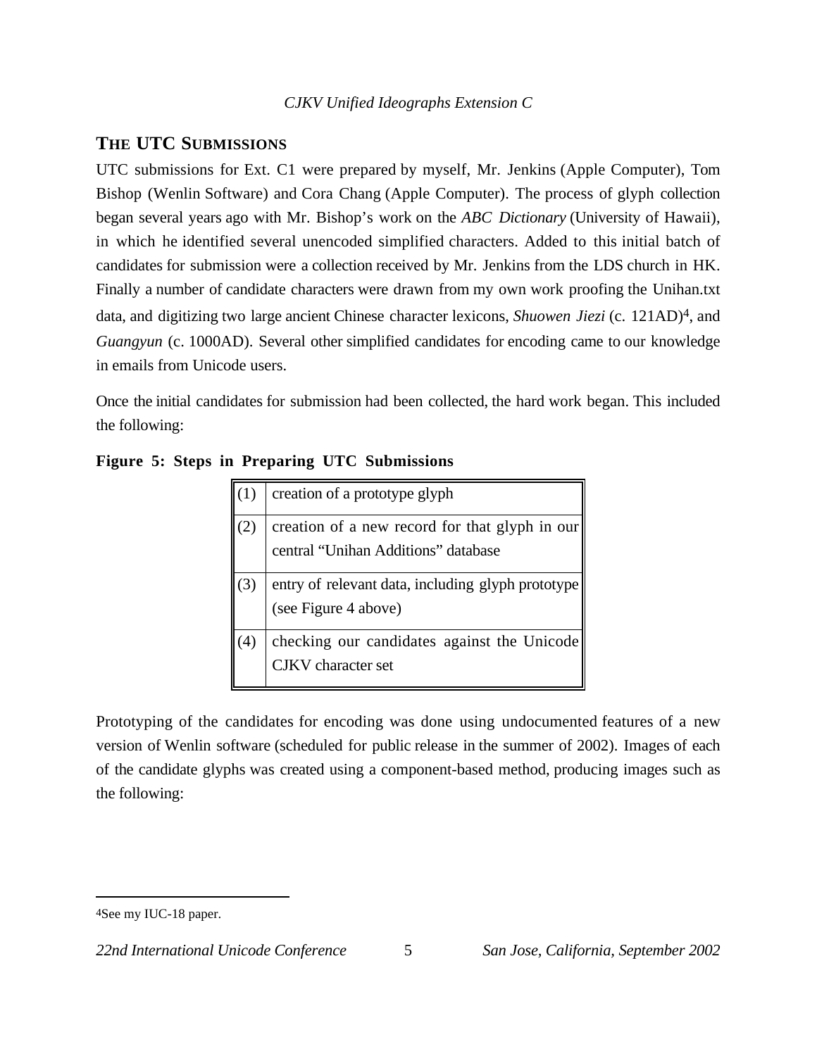## THE UTC SUBMISSIONS

UTC submissions for Ext. C1 were prepared by myself, Mr. Jenkins (Apple Computer), Tom Bishop (Wenlin Software) and Cora Chang (Apple Computer). The process of glyph collection began several years ago with Mr. Bishop's work on the *ABC Dictionary* (University of Hawaii), in which he identified several unencoded simplified characters. Added to this initial batch of candidates for submission were a collection received by Mr. Jenkins from the LDS church in HK. Finally a number of candidate characters were drawn from my own work proofing the Unihan.txt data, and digitizing two large ancient Chinese character lexicons, *Shuowen Jiezi* (c. 121AD)[4], and *Guangyun* (c. 1000AD). Several other simplified candidates for encoding came to our knowledge in emails from Unicode users.

Once the initial candidates for submission had been collected, the hard work began. This included the following:

**Figure 5: Steps in Preparing UTC Submissions**

| | |
|---|---|
| (1) | creation of a prototype glyph |
| (2) | creation of a new record for that glyph in our central "Unihan Additions" database |
| (3) | entry of relevant data, including glyph prototype (see Figure 4 above) |
| (4) | checking our candidates against the Unicode CJKV character set |

Prototyping of the candidates for encoding was done using undocumented features of a new version of Wenlin software (scheduled for public release in the summer of 2002). Images of each of the candidate glyphs was created using a component-based method, producing images such as the following:

4See my IUC-18 paper.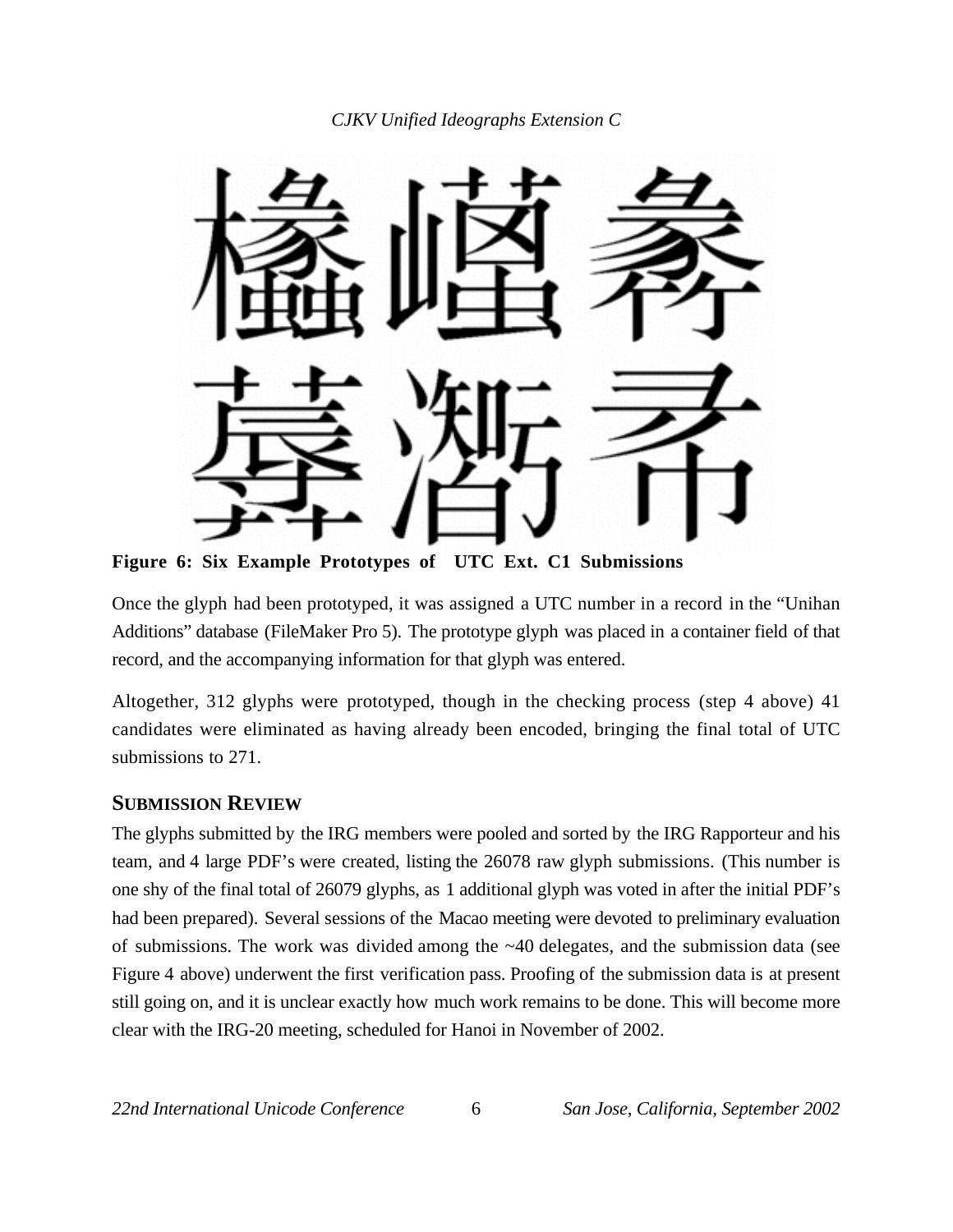**Figure 6: Six Example Prototypes of UTC Ext. C1 Submissions**

Once the glyph had been prototyped, it was assigned a UTC number in a record in the "Unihan Additions" database (FileMaker Pro 5). The prototype glyph was placed in a container field of that record, and the accompanying information for that glyph was entered.

Altogether, 312 glyphs were prototyped, though in the checking process (step 4 above) 41 candidates were eliminated as having already been encoded, bringing the final total of UTC submissions to 271.

## SUBMISSION REVIEW

The glyphs submitted by the IRG members were pooled and sorted by the IRG Rapporteur and his team, and 4 large PDF's were created, listing the 26078 raw glyph submissions. (This number is one shy of the final total of 26079 glyphs, as 1 additional glyph was voted in after the initial PDF's had been prepared). Several sessions of the Macao meeting were devoted to preliminary evaluation of submissions. The work was divided among the ~40 delegates, and the submission data (see Figure 4 above) underwent the first verification pass. Proofing of the submission data is at present still going on, and it is unclear exactly how much work remains to be done. This will become more clear with the IRG-20 meeting, scheduled for Hanoi in November of 2002.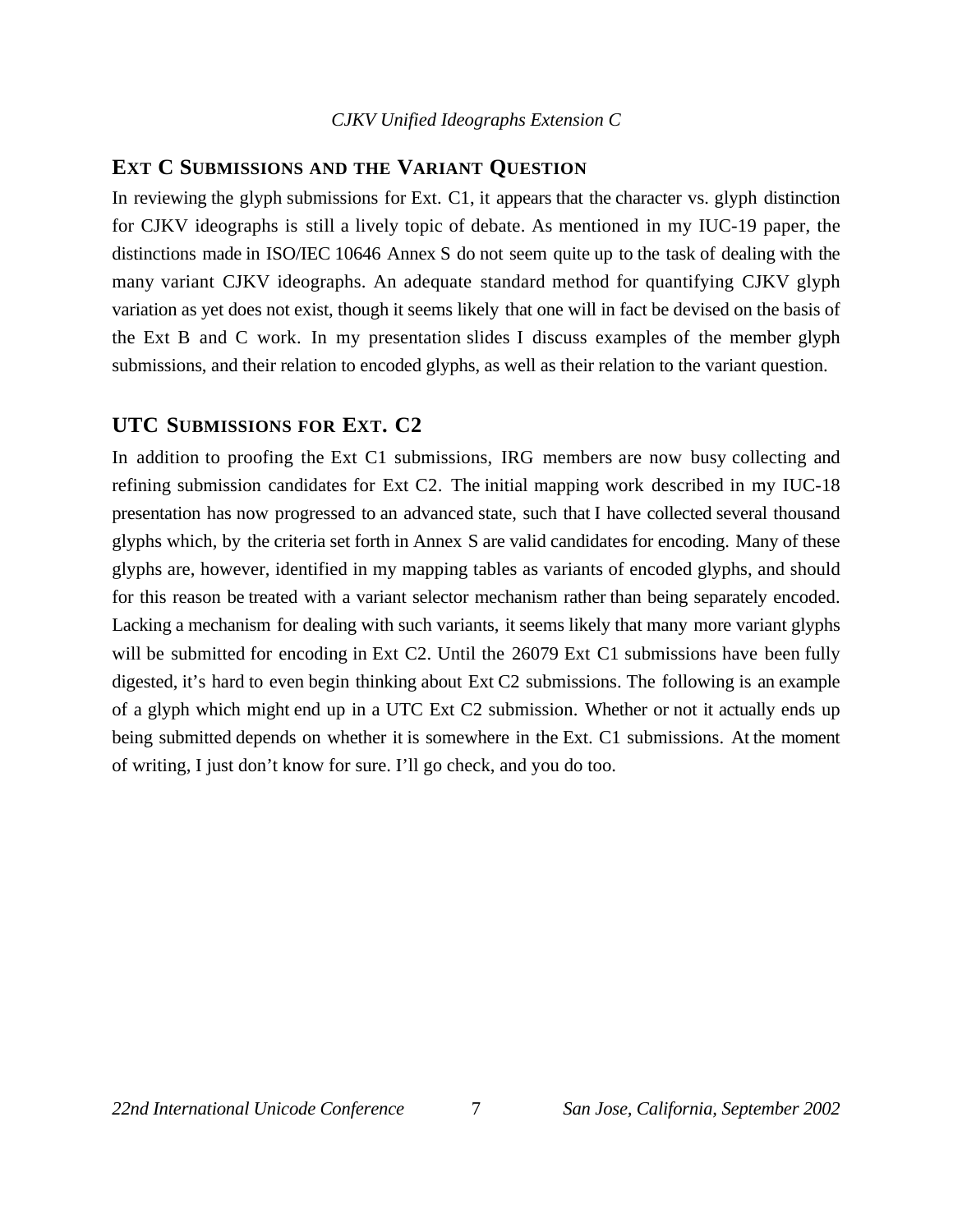## EXT C SUBMISSIONS AND THE VARIANT QUESTION

In reviewing the glyph submissions for Ext. C1, it appears that the character vs. glyph distinction for CJKV ideographs is still a lively topic of debate. As mentioned in my IUC-19 paper, the distinctions made in ISO/IEC 10646 Annex S do not seem quite up to the task of dealing with the many variant CJKV ideographs. An adequate standard method for quantifying CJKV glyph variation as yet does not exist, though it seems likely that one will in fact be devised on the basis of the Ext B and C work. In my presentation slides I discuss examples of the member glyph submissions, and their relation to encoded glyphs, as well as their relation to the variant question.

## UTC SUBMISSIONS FOR EXT. C2

In addition to proofing the Ext C1 submissions, IRG members are now busy collecting and refining submission candidates for Ext C2. The initial mapping work described in my IUC-18 presentation has now progressed to an advanced state, such that I have collected several thousand glyphs which, by the criteria set forth in Annex S are valid candidates for encoding. Many of these glyphs are, however, identified in my mapping tables as variants of encoded glyphs, and should for this reason be treated with a variant selector mechanism rather than being separately encoded. Lacking a mechanism for dealing with such variants, it seems likely that many more variant glyphs will be submitted for encoding in Ext C2. Until the 26079 Ext C1 submissions have been fully digested, it's hard to even begin thinking about Ext C2 submissions. The following is an example of a glyph which might end up in a UTC Ext C2 submission. Whether or not it actually ends up being submitted depends on whether it is somewhere in the Ext. C1 submissions. At the moment of writing, I just don't know for sure. I'll go check, and you do too.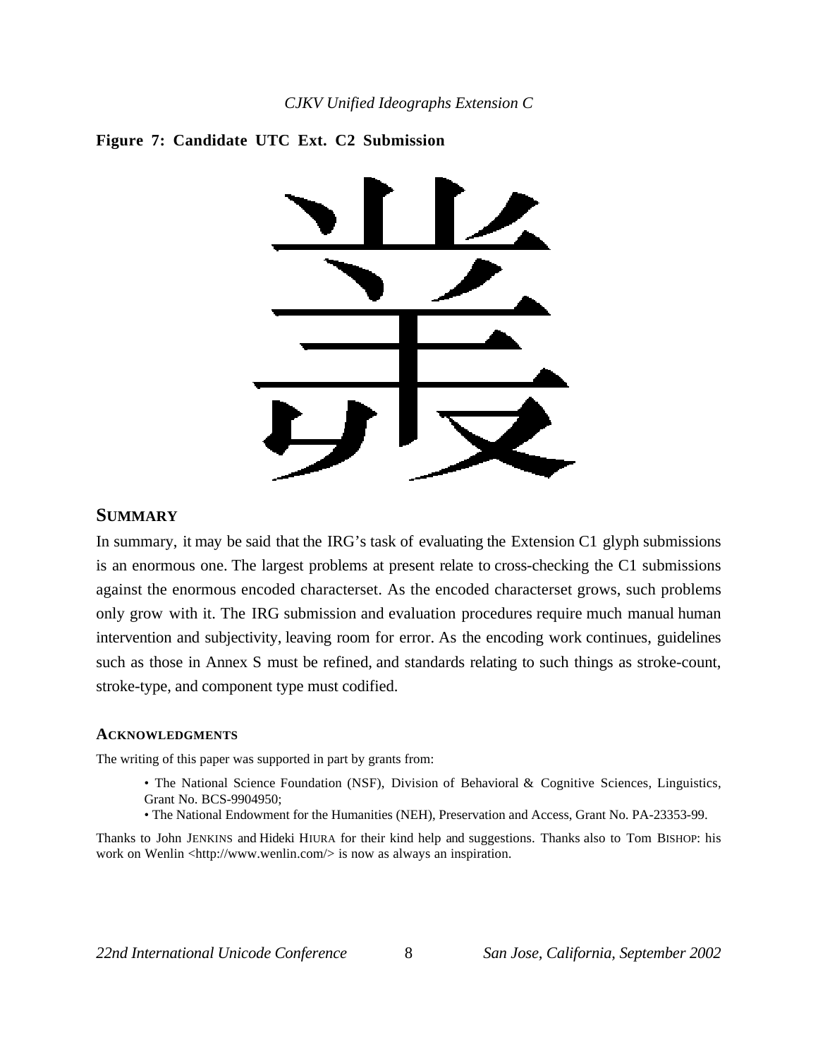**Figure 7: Candidate UTC Ext. C2 Submission**

## SUMMARY

In summary, it may be said that the IRG's task of evaluating the Extension C1 glyph submissions is an enormous one. The largest problems at present relate to cross-checking the C1 submissions against the enormous encoded characterset. As the encoded characterset grows, such problems only grow with it. The IRG submission and evaluation procedures require much manual human intervention and subjectivity, leaving room for error. As the encoding work continues, guidelines such as those in Annex S must be refined, and standards relating to such things as stroke-count, stroke-type, and component type must codified.

### ACKNOWLEDGMENTS

The writing of this paper was supported in part by grants from:

- The National Science Foundation (NSF), Division of Behavioral & Cognitive Sciences, Linguistics, Grant No. BCS-9904950;
- The National Endowment for the Humanities (NEH), Preservation and Access, Grant No. PA-23353-99.

Thanks to John JENKINS and Hideki HIURA for their kind help and suggestions. Thanks also to Tom BISHOP: his work on Wenlin <http://www.wenlin.com/> is now as always an inspiration.